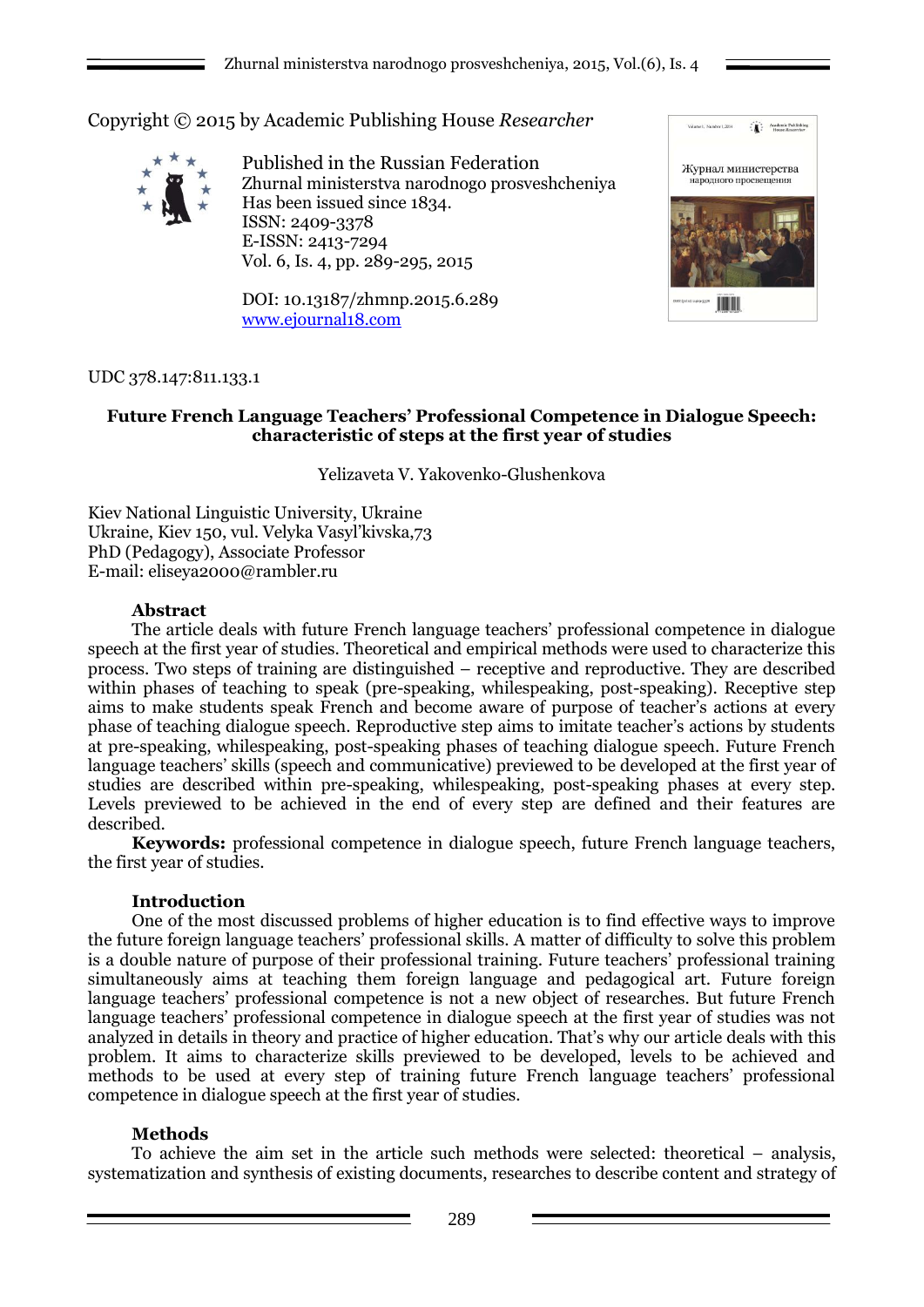Copyright © 2015 by Academic Publishing House *Researcher*

Published in the Russian Federation
Zhurnal ministerstva narodnogo prosveshcheniya
Has been issued since 1834.
ISSN: 2409-3378
E-ISSN: 2413-7294
Vol. 6, Is. 4, pp. 289-295, 2015

DOI: 10.13187/zhmnp.2015.6.289
www.ejournal18.com

UDC 378.147:811.133.1

**Future French Language Teachers' Professional Competence in Dialogue Speech: characteristic of steps at the first year of studies**

Yelizaveta V. Yakovenko-Glushenkova

Kiev National Linguistic University, Ukraine
Ukraine, Kiev 150, vul. Velyka Vasyl'kivska,73
PhD (Pedagogy), Associate Professor
E-mail: eliseya2000@rambler.ru

**Abstract**

The article deals with future French language teachers' professional competence in dialogue speech at the first year of studies. Theoretical and empirical methods were used to characterize this process. Two steps of training are distinguished – receptive and reproductive. They are described within phases of teaching to speak (pre-speaking, whilespeaking, post-speaking). Receptive step aims to make students speak French and become aware of purpose of teacher's actions at every phase of teaching dialogue speech. Reproductive step aims to imitate teacher's actions by students at pre-speaking, whilespeaking, post-speaking phases of teaching dialogue speech. Future French language teachers' skills (speech and communicative) previewed to be developed at the first year of studies are described within pre-speaking, whilespeaking, post-speaking phases at every step. Levels previewed to be achieved in the end of every step are defined and their features are described.

**Keywords:** professional competence in dialogue speech, future French language teachers, the first year of studies.

**Introduction**

One of the most discussed problems of higher education is to find effective ways to improve the future foreign language teachers' professional skills. A matter of difficulty to solve this problem is a double nature of purpose of their professional training. Future teachers' professional training simultaneously aims at teaching them foreign language and pedagogical art. Future foreign language teachers' professional competence is not a new object of researches. But future French language teachers' professional competence in dialogue speech at the first year of studies was not analyzed in details in theory and practice of higher education. That's why our article deals with this problem. It aims to characterize skills previewed to be developed, levels to be achieved and methods to be used at every step of training future French language teachers' professional competence in dialogue speech at the first year of studies.

**Methods**

To achieve the aim set in the article such methods were selected: theoretical – analysis, systematization and synthesis of existing documents, researches to describe content and strategy of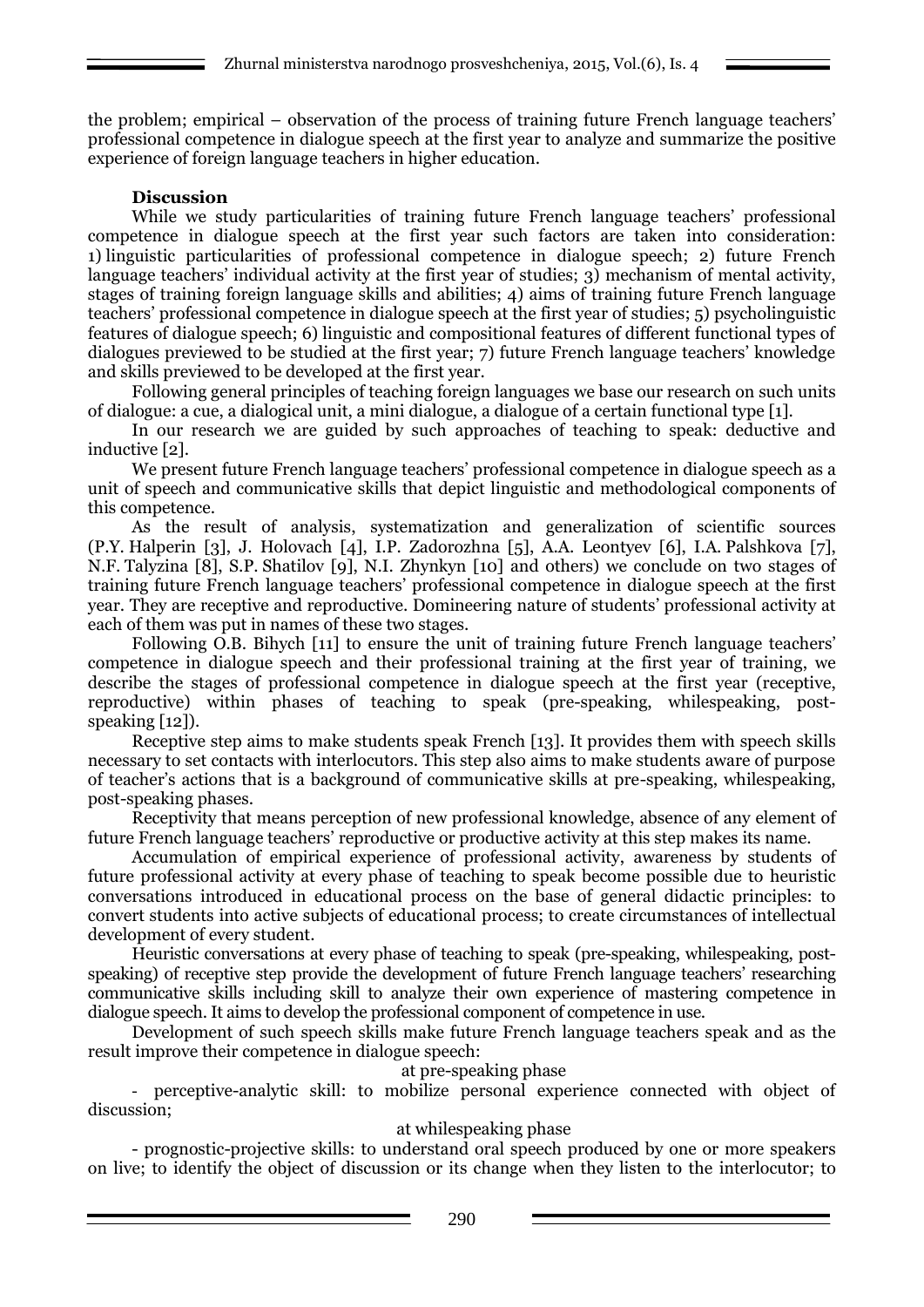the problem; empirical – observation of the process of training future French language teachers' professional competence in dialogue speech at the first year to analyze and summarize the positive experience of foreign language teachers in higher education.

## Discussion

While we study particularities of training future French language teachers' professional competence in dialogue speech at the first year such factors are taken into consideration: 1) linguistic particularities of professional competence in dialogue speech; 2) future French language teachers' individual activity at the first year of studies; 3) mechanism of mental activity, stages of training foreign language skills and abilities; 4) aims of training future French language teachers' professional competence in dialogue speech at the first year of studies; 5) psycholinguistic features of dialogue speech; 6) linguistic and compositional features of different functional types of dialogues previewed to be studied at the first year; 7) future French language teachers' knowledge and skills previewed to be developed at the first year.

Following general principles of teaching foreign languages we base our research on such units of dialogue: a cue, a dialogical unit, a mini dialogue, a dialogue of a certain functional type [1].

In our research we are guided by such approaches of teaching to speak: deductive and inductive [2].

We present future French language teachers' professional competence in dialogue speech as a unit of speech and communicative skills that depict linguistic and methodological components of this competence.

As the result of analysis, systematization and generalization of scientific sources (P.Y. Halperin [3], J. Holovach [4], I.P. Zadorozhna [5], A.A. Leontyev [6], I.A. Palshkova [7], N.F. Talyzina [8], S.P. Shatilov [9], N.I. Zhynkyn [10] and others) we conclude on two stages of training future French language teachers' professional competence in dialogue speech at the first year. They are receptive and reproductive. Domineering nature of students' professional activity at each of them was put in names of these two stages.

Following O.B. Bihych [11] to ensure the unit of training future French language teachers' competence in dialogue speech and their professional training at the first year of training, we describe the stages of professional competence in dialogue speech at the first year (receptive, reproductive) within phases of teaching to speak (pre-speaking, whilespeaking, post-speaking [12]).

Receptive step aims to make students speak French [13]. It provides them with speech skills necessary to set contacts with interlocutors. This step also aims to make students aware of purpose of teacher's actions that is a background of communicative skills at pre-speaking, whilespeaking, post-speaking phases.

Receptivity that means perception of new professional knowledge, absence of any element of future French language teachers' reproductive or productive activity at this step makes its name.

Accumulation of empirical experience of professional activity, awareness by students of future professional activity at every phase of teaching to speak become possible due to heuristic conversations introduced in educational process on the base of general didactic principles: to convert students into active subjects of educational process; to create circumstances of intellectual development of every student.

Heuristic conversations at every phase of teaching to speak (pre-speaking, whilespeaking, post-speaking) of receptive step provide the development of future French language teachers' researching communicative skills including skill to analyze their own experience of mastering competence in dialogue speech. It aims to develop the professional component of competence in use.

Development of such speech skills make future French language teachers speak and as the result improve their competence in dialogue speech:

at pre-speaking phase

- perceptive-analytic skill: to mobilize personal experience connected with object of discussion;

at whilespeaking phase

- prognostic-projective skills: to understand oral speech produced by one or more speakers on live; to identify the object of discussion or its change when they listen to the interlocutor; to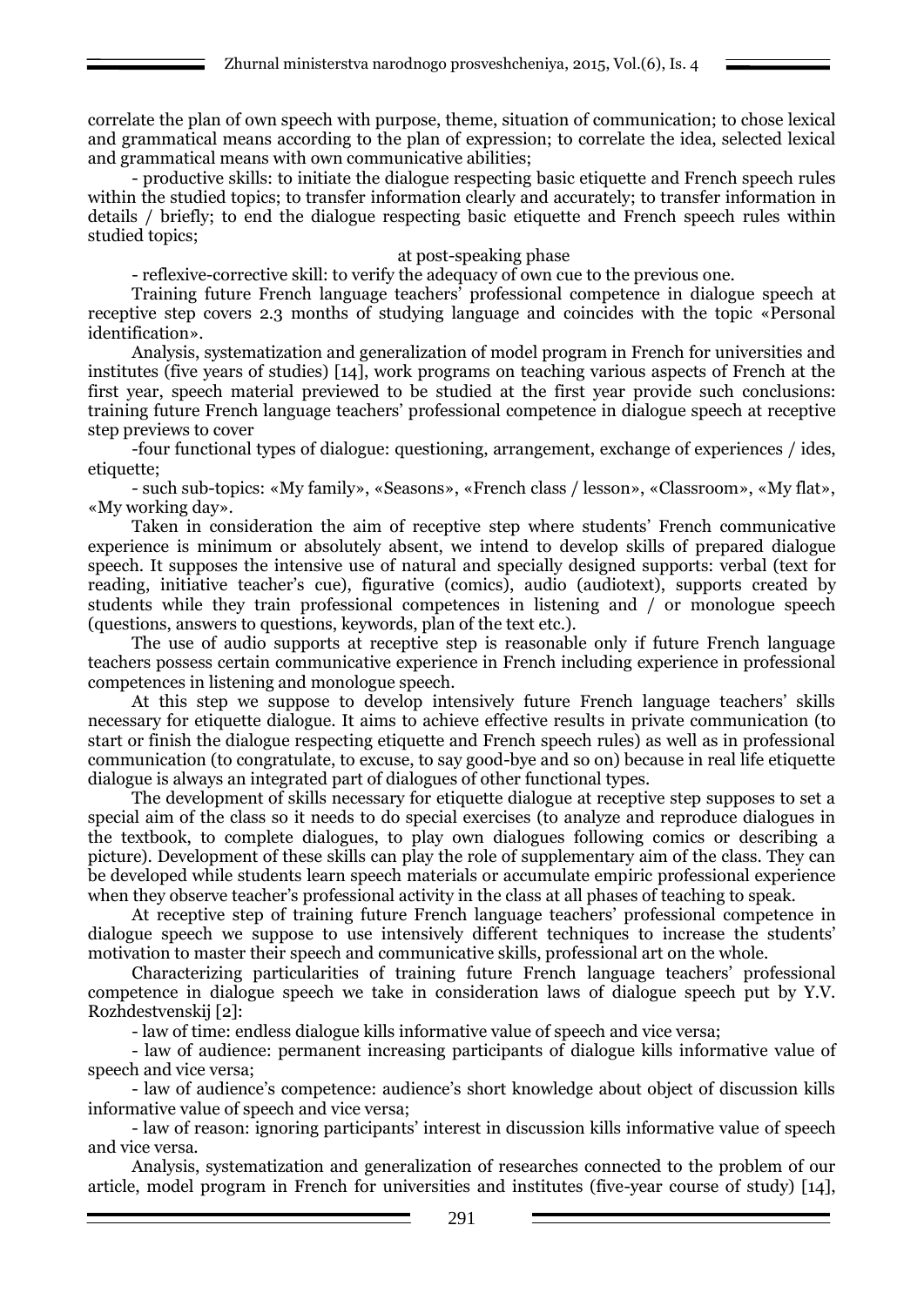correlate the plan of own speech with purpose, theme, situation of communication; to chose lexical and grammatical means according to the plan of expression; to correlate the idea, selected lexical and grammatical means with own communicative abilities;

- productive skills: to initiate the dialogue respecting basic etiquette and French speech rules within the studied topics; to transfer information clearly and accurately; to transfer information in details / briefly; to end the dialogue respecting basic etiquette and French speech rules within studied topics;

at post-speaking phase

- reflexive-corrective skill: to verify the adequacy of own cue to the previous one.

Training future French language teachers' professional competence in dialogue speech at receptive step covers 2.3 months of studying language and coincides with the topic «Personal identification».

Analysis, systematization and generalization of model program in French for universities and institutes (five years of studies) [14], work programs on teaching various aspects of French at the first year, speech material previewed to be studied at the first year provide such conclusions: training future French language teachers' professional competence in dialogue speech at receptive step previews to cover

-four functional types of dialogue: questioning, arrangement, exchange of experiences / ides, etiquette;

- such sub-topics: «My family», «Seasons», «French class / lesson», «Classroom», «My flat», «My working day».

Taken in consideration the aim of receptive step where students' French communicative experience is minimum or absolutely absent, we intend to develop skills of prepared dialogue speech. It supposes the intensive use of natural and specially designed supports: verbal (text for reading, initiative teacher's cue), figurative (comics), audio (audiotext), supports created by students while they train professional competences in listening and / or monologue speech (questions, answers to questions, keywords, plan of the text etc.).

The use of audio supports at receptive step is reasonable only if future French language teachers possess certain communicative experience in French including experience in professional competences in listening and monologue speech.

At this step we suppose to develop intensively future French language teachers' skills necessary for etiquette dialogue. It aims to achieve effective results in private communication (to start or finish the dialogue respecting etiquette and French speech rules) as well as in professional communication (to congratulate, to excuse, to say good-bye and so on) because in real life etiquette dialogue is always an integrated part of dialogues of other functional types.

The development of skills necessary for etiquette dialogue at receptive step supposes to set a special aim of the class so it needs to do special exercises (to analyze and reproduce dialogues in the textbook, to complete dialogues, to play own dialogues following comics or describing a picture). Development of these skills can play the role of supplementary aim of the class. They can be developed while students learn speech materials or accumulate empiric professional experience when they observe teacher's professional activity in the class at all phases of teaching to speak.

At receptive step of training future French language teachers' professional competence in dialogue speech we suppose to use intensively different techniques to increase the students' motivation to master their speech and communicative skills, professional art on the whole.

Characterizing particularities of training future French language teachers' professional competence in dialogue speech we take in consideration laws of dialogue speech put by Y.V. Rozhdestvenskij [2]:

- law of time: endless dialogue kills informative value of speech and vice versa;
- law of audience: permanent increasing participants of dialogue kills informative value of speech and vice versa;
- law of audience's competence: audience's short knowledge about object of discussion kills informative value of speech and vice versa;
- law of reason: ignoring participants' interest in discussion kills informative value of speech and vice versa.

Analysis, systematization and generalization of researches connected to the problem of our article, model program in French for universities and institutes (five-year course of study) [14],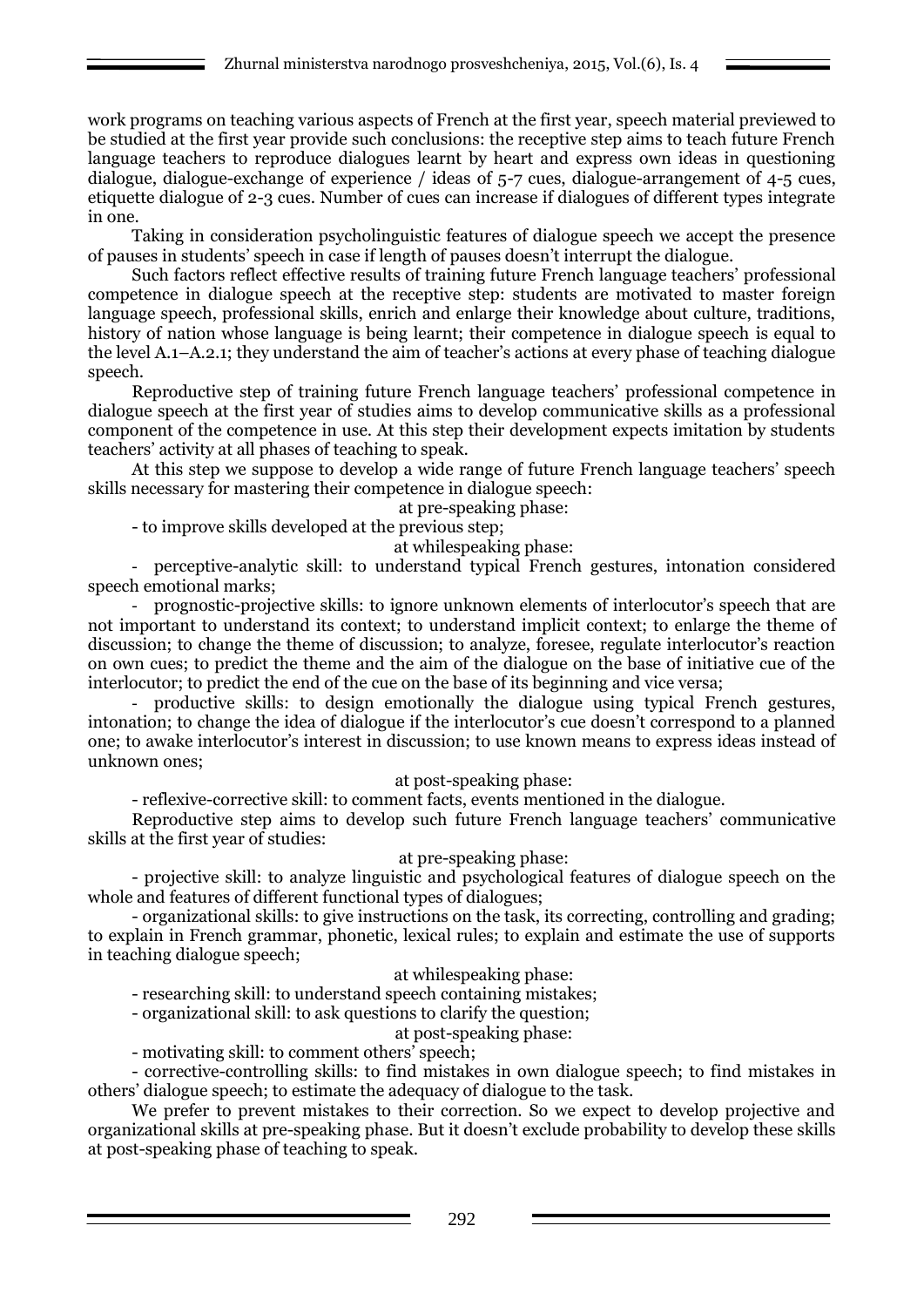work programs on teaching various aspects of French at the first year, speech material previewed to be studied at the first year provide such conclusions: the receptive step aims to teach future French language teachers to reproduce dialogues learnt by heart and express own ideas in questioning dialogue, dialogue-exchange of experience / ideas of 5-7 cues, dialogue-arrangement of 4-5 cues, etiquette dialogue of 2-3 cues. Number of cues can increase if dialogues of different types integrate in one.

Taking in consideration psycholinguistic features of dialogue speech we accept the presence of pauses in students' speech in case if length of pauses doesn't interrupt the dialogue.

Such factors reflect effective results of training future French language teachers' professional competence in dialogue speech at the receptive step: students are motivated to master foreign language speech, professional skills, enrich and enlarge their knowledge about culture, traditions, history of nation whose language is being learnt; their competence in dialogue speech is equal to the level A.1–A.2.1; they understand the aim of teacher's actions at every phase of teaching dialogue speech.

Reproductive step of training future French language teachers' professional competence in dialogue speech at the first year of studies aims to develop communicative skills as a professional component of the competence in use. At this step their development expects imitation by students teachers' activity at all phases of teaching to speak.

At this step we suppose to develop a wide range of future French language teachers' speech skills necessary for mastering their competence in dialogue speech:

at pre-speaking phase:

- to improve skills developed at the previous step;

at whilespeaking phase:

- perceptive-analytic skill: to understand typical French gestures, intonation considered speech emotional marks;
- prognostic-projective skills: to ignore unknown elements of interlocutor's speech that are not important to understand its context; to understand implicit context; to enlarge the theme of discussion; to change the theme of discussion; to analyze, foresee, regulate interlocutor's reaction on own cues; to predict the theme and the aim of the dialogue on the base of initiative cue of the interlocutor; to predict the end of the cue on the base of its beginning and vice versa;
- productive skills: to design emotionally the dialogue using typical French gestures, intonation; to change the idea of dialogue if the interlocutor's cue doesn't correspond to a planned one; to awake interlocutor's interest in discussion; to use known means to express ideas instead of unknown ones;

at post-speaking phase:

- reflexive-corrective skill: to comment facts, events mentioned in the dialogue.

Reproductive step aims to develop such future French language teachers' communicative skills at the first year of studies:

at pre-speaking phase:

- projective skill: to analyze linguistic and psychological features of dialogue speech on the whole and features of different functional types of dialogues;
- organizational skills: to give instructions on the task, its correcting, controlling and grading; to explain in French grammar, phonetic, lexical rules; to explain and estimate the use of supports in teaching dialogue speech;

at whilespeaking phase:

- researching skill: to understand speech containing mistakes;
- organizational skill: to ask questions to clarify the question;

at post-speaking phase:

- motivating skill: to comment others' speech;
- corrective-controlling skills: to find mistakes in own dialogue speech; to find mistakes in others' dialogue speech; to estimate the adequacy of dialogue to the task.

We prefer to prevent mistakes to their correction. So we expect to develop projective and organizational skills at pre-speaking phase. But it doesn't exclude probability to develop these skills at post-speaking phase of teaching to speak.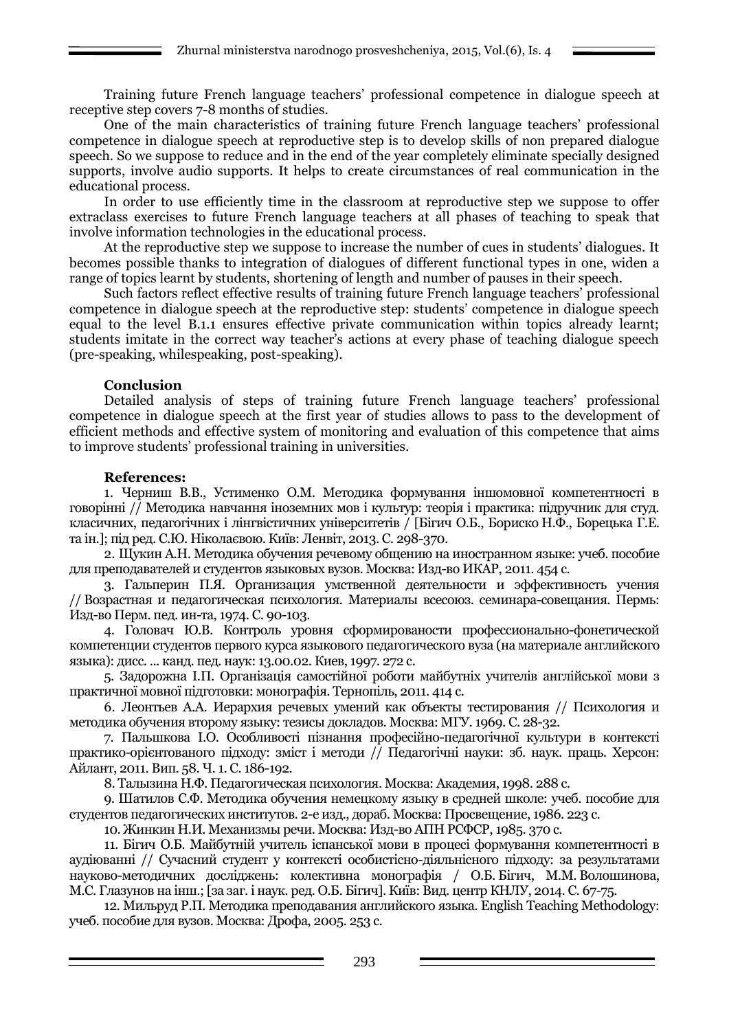Training future French language teachers' professional competence in dialogue speech at receptive step covers 7-8 months of studies.

One of the main characteristics of training future French language teachers' professional competence in dialogue speech at reproductive step is to develop skills of non prepared dialogue speech. So we suppose to reduce and in the end of the year completely eliminate specially designed supports, involve audio supports. It helps to create circumstances of real communication in the educational process.

In order to use efficiently time in the classroom at reproductive step we suppose to offer extraclass exercises to future French language teachers at all phases of teaching to speak that involve information technologies in the educational process.

At the reproductive step we suppose to increase the number of cues in students' dialogues. It becomes possible thanks to integration of dialogues of different functional types in one, widen a range of topics learnt by students, shortening of length and number of pauses in their speech.

Such factors reflect effective results of training future French language teachers' professional competence in dialogue speech at the reproductive step: students' competence in dialogue speech equal to the level B.1.1 ensures effective private communication within topics already learnt; students imitate in the correct way teacher's actions at every phase of teaching dialogue speech (pre-speaking, whilespeaking, post-speaking).

**Conclusion**

Detailed analysis of steps of training future French language teachers' professional competence in dialogue speech at the first year of studies allows to pass to the development of efficient methods and effective system of monitoring and evaluation of this competence that aims to improve students' professional training in universities.

**References:**

1. Черниш В.В., Устименко О.М. Методика формування іншомовної компетентності в говорінні // Методика навчання іноземних мов і культур: теорія і практика: підручник для студ. класичних, педагогічних і лінгвістичних університетів / [Бігич О.Б., Бориско Н.Ф., Борецька Г.Е. та ін.]; під ред. С.Ю. Ніколаєвою. Київ: Ленвіт, 2013. С. 298-370.

2. Щукин А.Н. Методика обучения речевому общению на иностранном языке: учеб. пособие для преподавателей и студентов языковых вузов. Москва: Изд-во ИКАР, 2011. 454 с.

3. Гальперин П.Я. Организация умственной деятельности и эффективность учения // Возрастная и педагогическая психология. Материалы всесоюз. семинара-совещания. Пермь: Изд-во Перм. пед. ин-та, 1974. С. 90-103.

4. Головач Ю.В. Контроль уровня сформированости профессионально-фонетической компетенции студентов первого курса языкового педагогического вуза (на материале английского языка): дисс. ... канд. пед. наук: 13.00.02. Киев, 1997. 272 с.

5. Задорожна І.П. Організація самостійної роботи майбутніх учителів англійської мови з практичної мовної підготовки: монографія. Тернопіль, 2011. 414 с.

6. Леонтьев А.А. Иерархия речевых умений как объекты тестирования // Психология и методика обучения второму языку: тезисы докладов. Москва: МГУ. 1969. С. 28-32.

7. Пальшкова І.О. Особливості пізнання професійно-педагогічної культури в контексті практико-орієнтованого підходу: зміст і методи // Педагогічні науки: зб. наук. праць. Херсон: Айлант, 2011. Вип. 58. Ч. 1. С. 186-192.

8. Талызина Н.Ф. Педагогическая психология. Москва: Академия, 1998. 288 с.

9. Шатилов С.Ф. Методика обучения немецкому языку в средней школе: учеб. пособие для студентов педагогических институтов. 2-е изд., дораб. Москва: Просвещение, 1986. 223 с.

10. Жинкин Н.И. Механизмы речи. Москва: Изд-во АПН РСФСР, 1985. 370 с.

11. Бігич О.Б. Майбутній учитель іспанської мови в процесі формування компетентності в аудіюванні // Сучасний студент у контексті особистісно-діяльнісного підходу: за результатами науково-методичних досліджень: колективна монографія / О.Б. Бігич, М.М. Волошинова, М.С. Глазунов на інш.; [за заг. і наук. ред. О.Б. Бігич]. Київ: Вид. центр КНЛУ, 2014. С. 67-75.

12. Мильруд Р.П. Методика преподавания английского языка. English Teaching Methodology: учеб. пособие для вузов. Москва: Дрофа, 2005. 253 с.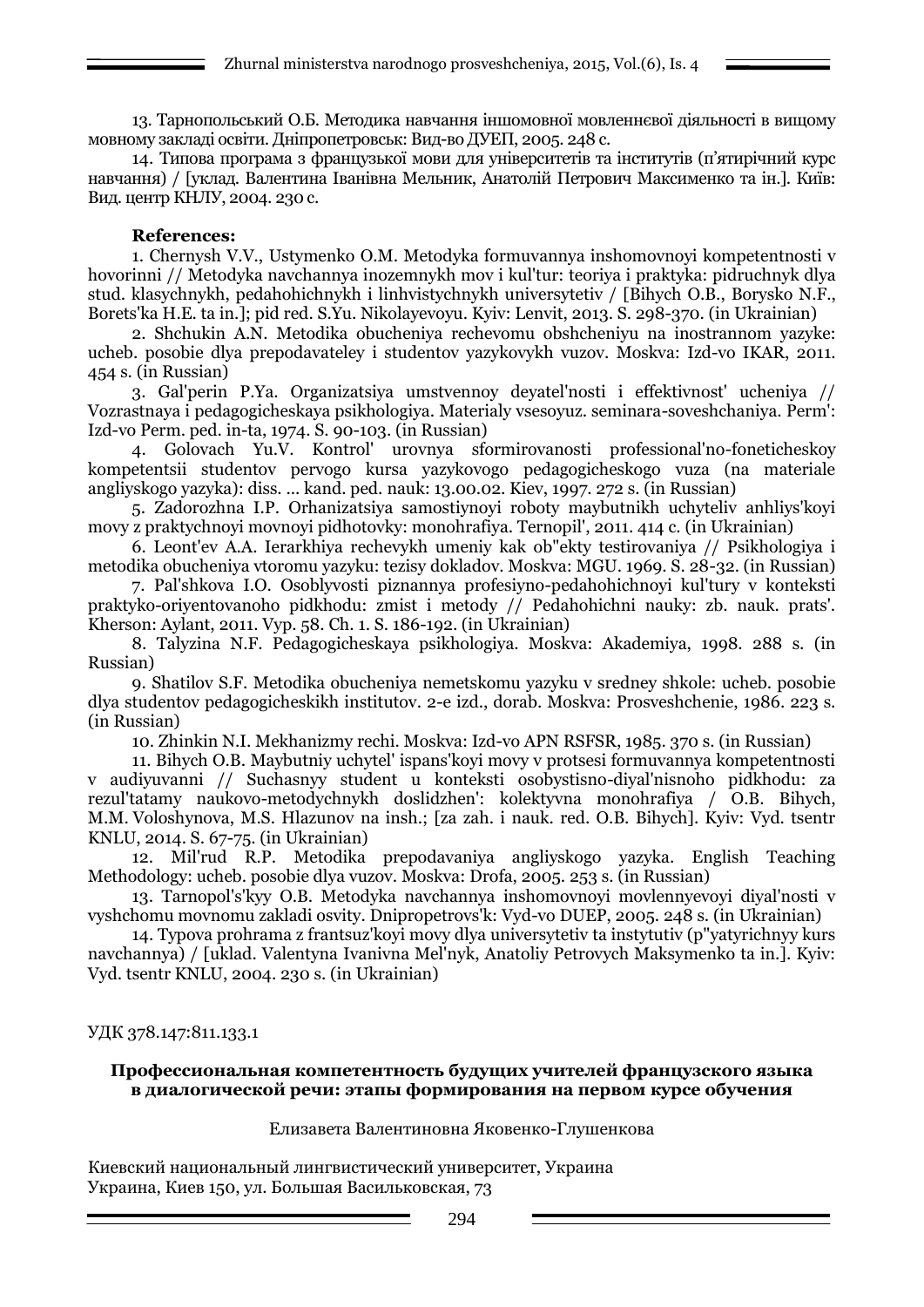13. Тарнопольський О.Б. Методика навчання іншомовної мовленнєвої діяльності в вищому мовному закладі освіти. Дніпропетровськ: Вид-во ДУЕП, 2005. 248 с.

14. Типова програма з французької мови для університетів та інститутів (п'ятирічний курс навчання) / [уклад. Валентина Іванівна Мельник, Анатолій Петрович Максименко та ін.]. Київ: Вид. центр КНЛУ, 2004. 230 с.

**References:**

1. Chernysh V.V., Ustymenko O.M. Metodyka formuvannya inshomovnoyi kompetentnosti v hovorinni // Metodyka navchannya inozemnykh mov i kul'tur: teoriya i praktyka: pidruchnyk dlya stud. klasychnykh, pedahohichnykh i linhvistychnykh universytetiv / [Bihych O.B., Borysko N.F., Borets'ka H.E. ta in.]; pid red. S.Yu. Nikolayevoyu. Kyiv: Lenvit, 2013. S. 298-370. (in Ukrainian)

2. Shchukin A.N. Metodika obucheniya rechevomu obshcheniyu na inostrannom yazyke: ucheb. posobie dlya prepodavateley i studentov yazykovykh vuzov. Moskva: Izd-vo IKAR, 2011. 454 s. (in Russian)

3. Gal'perin P.Ya. Organizatsiya umstvennoy deyatel'nosti i effektivnost' ucheniya // Vozrastnaya i pedagogicheskaya psikhologiya. Materialy vsesoyuz. seminara-soveshchaniya. Perm': Izd-vo Perm. ped. in-ta, 1974. S. 90-103. (in Russian)

4. Golovach Yu.V. Kontrol' urovnya sformirovanosti professional'no-foneticheskoy kompetentsii studentov pervogo kursa yazykovogo pedagogicheskogo vuza (na materiale angliyskogo yazyka): diss. ... kand. ped. nauk: 13.00.02. Kiev, 1997. 272 s. (in Russian)

5. Zadorozhna I.P. Orhanizatsiya samostiynoyi roboty maybutnikh uchyteliv anhliys'koyi movy z praktychnoyi movnoyi pidhotovky: monohrafiya. Ternopil', 2011. 414 c. (in Ukrainian)

6. Leont'ev A.A. Ierarkhiya rechevykh umeniy kak ob"ekty testirovaniya // Psikhologiya i metodika obucheniya vtoromu yazyku: tezisy dokladov. Moskva: MGU. 1969. S. 28-32. (in Russian)

7. Pal'shkova I.O. Osoblyvosti piznannya profesiyno-pedahohichnoyi kul'tury v konteksti praktyko-oriyentovanoho pidkhodu: zmist i metody // Pedahohichni nauky: zb. nauk. prats'. Kherson: Aylant, 2011. Vyp. 58. Ch. 1. S. 186-192. (in Ukrainian)

8. Talyzina N.F. Pedagogicheskaya psikhologiya. Moskva: Akademiya, 1998. 288 s. (in Russian)

9. Shatilov S.F. Metodika obucheniya nemetskomu yazyku v sredney shkole: ucheb. posobie dlya studentov pedagogicheskikh institutov. 2-e izd., dorab. Moskva: Prosveshchenie, 1986. 223 s. (in Russian)

10. Zhinkin N.I. Mekhanizmy rechi. Moskva: Izd-vo APN RSFSR, 1985. 370 s. (in Russian)

11. Bihych O.B. Maybutniy uchytel' ispans'koyi movy v protsesi formuvannya kompetentnosti v audiyuvanni // Suchasnyy student u konteksti osobystisno-diyal'nisnoho pidkhodu: za rezul'tatamy naukovo-metodychnykh doslidzhen': kolektyvna monohrafiya / O.B. Bihych, M.M. Voloshynova, M.S. Hlazunov na insh.; [za zah. i nauk. red. O.B. Bihych]. Kyiv: Vyd. tsentr KNLU, 2014. S. 67-75. (in Ukrainian)

12. Mil'rud R.P. Metodika prepodavaniya angliyskogo yazyka. English Teaching Methodology: ucheb. posobie dlya vuzov. Moskva: Drofa, 2005. 253 s. (in Russian)

13. Tarnopol's'kyy O.B. Metodyka navchannya inshomovnoyi movlennyevoyi diyal'nosti v vyshchomu movnomu zakladi osvity. Dnipropetrovs'k: Vyd-vo DUEP, 2005. 248 s. (in Ukrainian)

14. Typova prohrama z frantsuz'koyi movy dlya universytetiv ta instytutiv (p"yatyrichnyy kurs navchannya) / [uklad. Valentyna Ivanivna Mel'nyk, Anatoliy Petrovych Maksymenko ta in.]. Kyiv: Vyd. tsentr KNLU, 2004. 230 s. (in Ukrainian)

УДК 378.147:811.133.1

**Профессиональная компетентность будущих учителей французского языка в диалогической речи: этапы формирования на первом курсе обучения**

Елизавета Валентиновна Яковенко-Глушенкова

Киевский национальный лингвистический университет, Украина
Украина, Киев 150, ул. Большая Васильковская, 73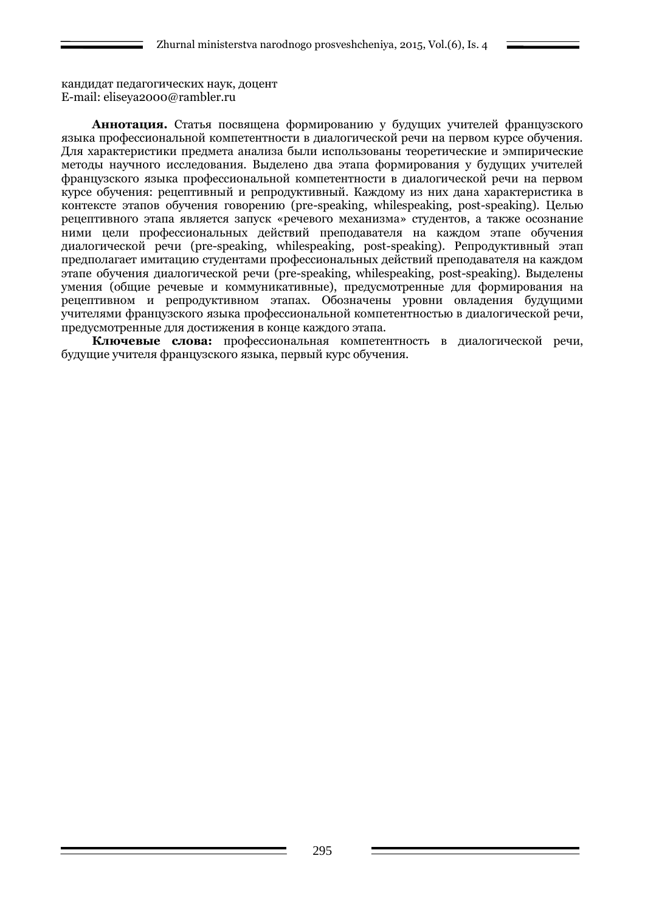кандидат педагогических наук, доцент
E-mail: eliseya2000@rambler.ru

**Аннотация.** Статья посвящена формированию у будущих учителей французского языка профессиональной компетентности в диалогической речи на первом курсе обучения. Для характеристики предмета анализа были использованы теоретические и эмпирические методы научного исследования. Выделено два этапа формирования у будущих учителей французского языка профессиональной компетентности в диалогической речи на первом курсе обучения: рецептивный и репродуктивный. Каждому из них дана характеристика в контексте этапов обучения говорению (pre-speaking, whilespeaking, post-speaking). Целью рецептивного этапа является запуск «речевого механизма» студентов, а также осознание ними цели профессиональных действий преподавателя на каждом этапе обучения диалогической речи (pre-speaking, whilespeaking, post-speaking). Репродуктивный этап предполагает имитацию студентами профессиональных действий преподавателя на каждом этапе обучения диалогической речи (pre-speaking, whilespeaking, post-speaking). Выделены умения (общие речевые и коммуникативные), предусмотренные для формирования на рецептивном и репродуктивном этапах. Обозначены уровни овладения будущими учителями французского языка профессиональной компетентностью в диалогической речи, предусмотренные для достижения в конце каждого этапа.

**Ключевые слова:** профессиональная компетентность в диалогической речи, будущие учителя французского языка, первый курс обучения.